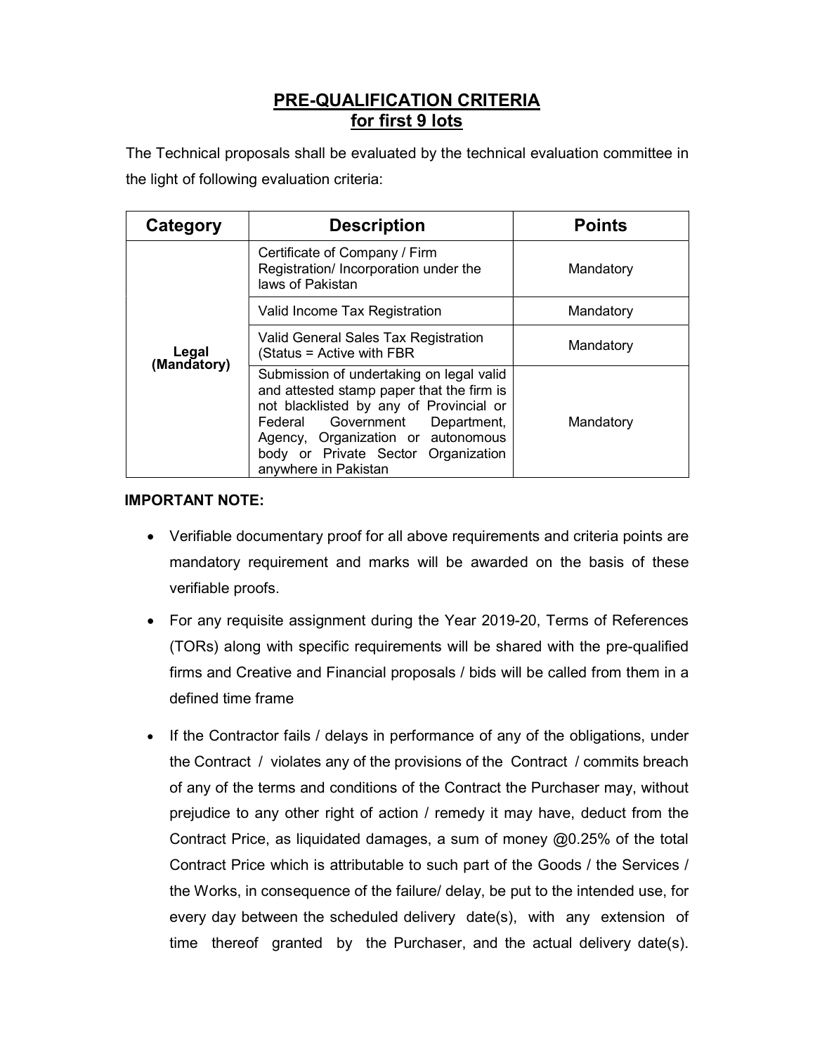# PRE-QUALIFICATION CRITERIA
## for first 9 lots

The Technical proposals shall be evaluated by the technical evaluation committee in the light of following evaluation criteria:

| Category | Description | Points |
|---|---|---|
| Legal (Mandatory) | Certificate of Company / Firm Registration/ Incorporation under the laws of Pakistan | Mandatory |
| | Valid Income Tax Registration | Mandatory |
| | Valid General Sales Tax Registration (Status = Active with FBR | Mandatory |
| | Submission of undertaking on legal valid and attested stamp paper that the firm is not blacklisted by any of Provincial or Federal Government Department, Agency, Organization or autonomous body or Private Sector Organization anywhere in Pakistan | Mandatory |

**IMPORTANT NOTE:**

- Verifiable documentary proof for all above requirements and criteria points are mandatory requirement and marks will be awarded on the basis of these verifiable proofs.
- For any requisite assignment during the Year 2019-20, Terms of References (TORs) along with specific requirements will be shared with the pre-qualified firms and Creative and Financial proposals / bids will be called from them in a defined time frame
- If the Contractor fails / delays in performance of any of the obligations, under the Contract / violates any of the provisions of the Contract / commits breach of any of the terms and conditions of the Contract the Purchaser may, without prejudice to any other right of action / remedy it may have, deduct from the Contract Price, as liquidated damages, a sum of money @0.25% of the total Contract Price which is attributable to such part of the Goods / the Services / the Works, in consequence of the failure/ delay, be put to the intended use, for every day between the scheduled delivery date(s), with any extension of time thereof granted by the Purchaser, and the actual delivery date(s).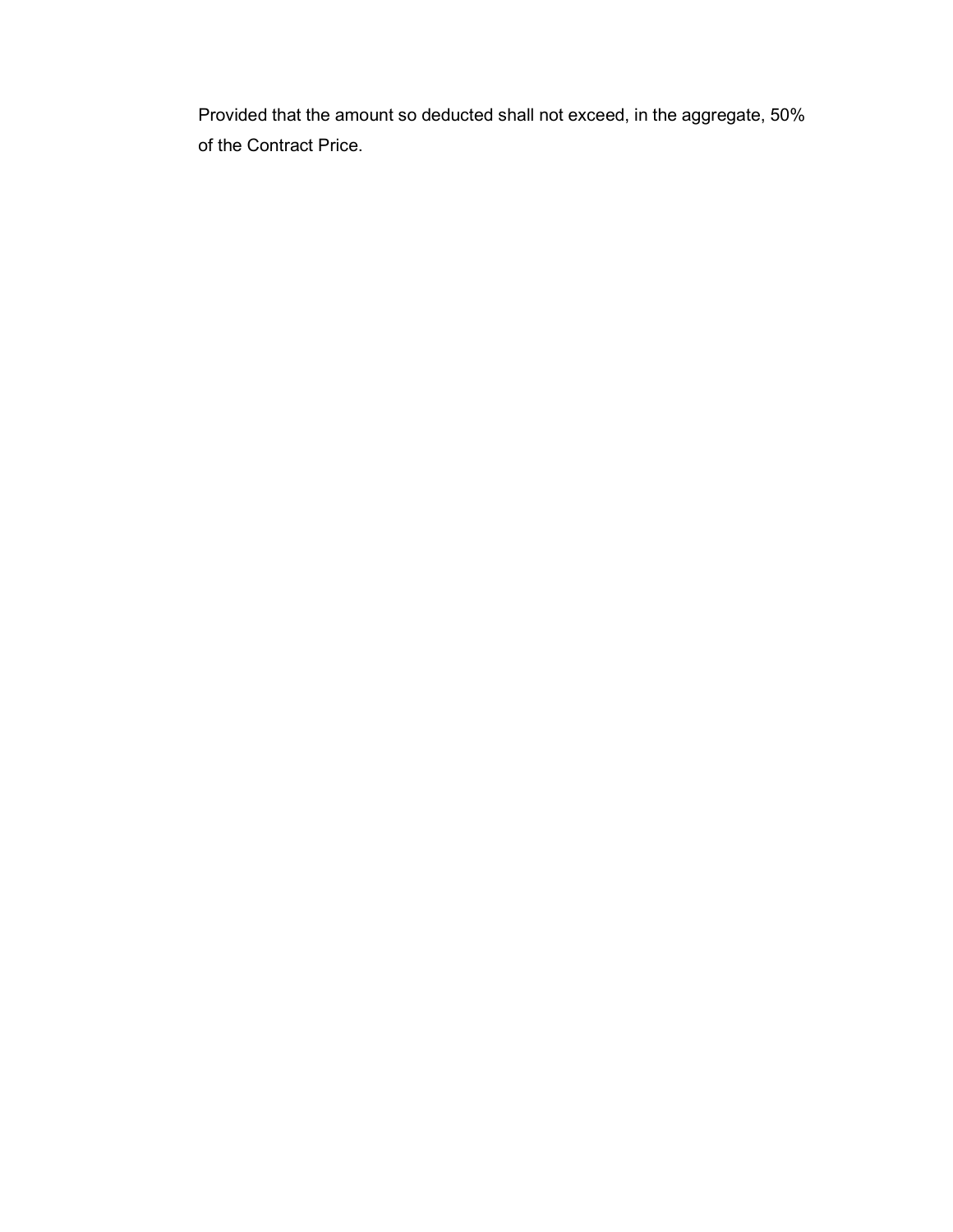Provided that the amount so deducted shall not exceed, in the aggregate, 50% of the Contract Price.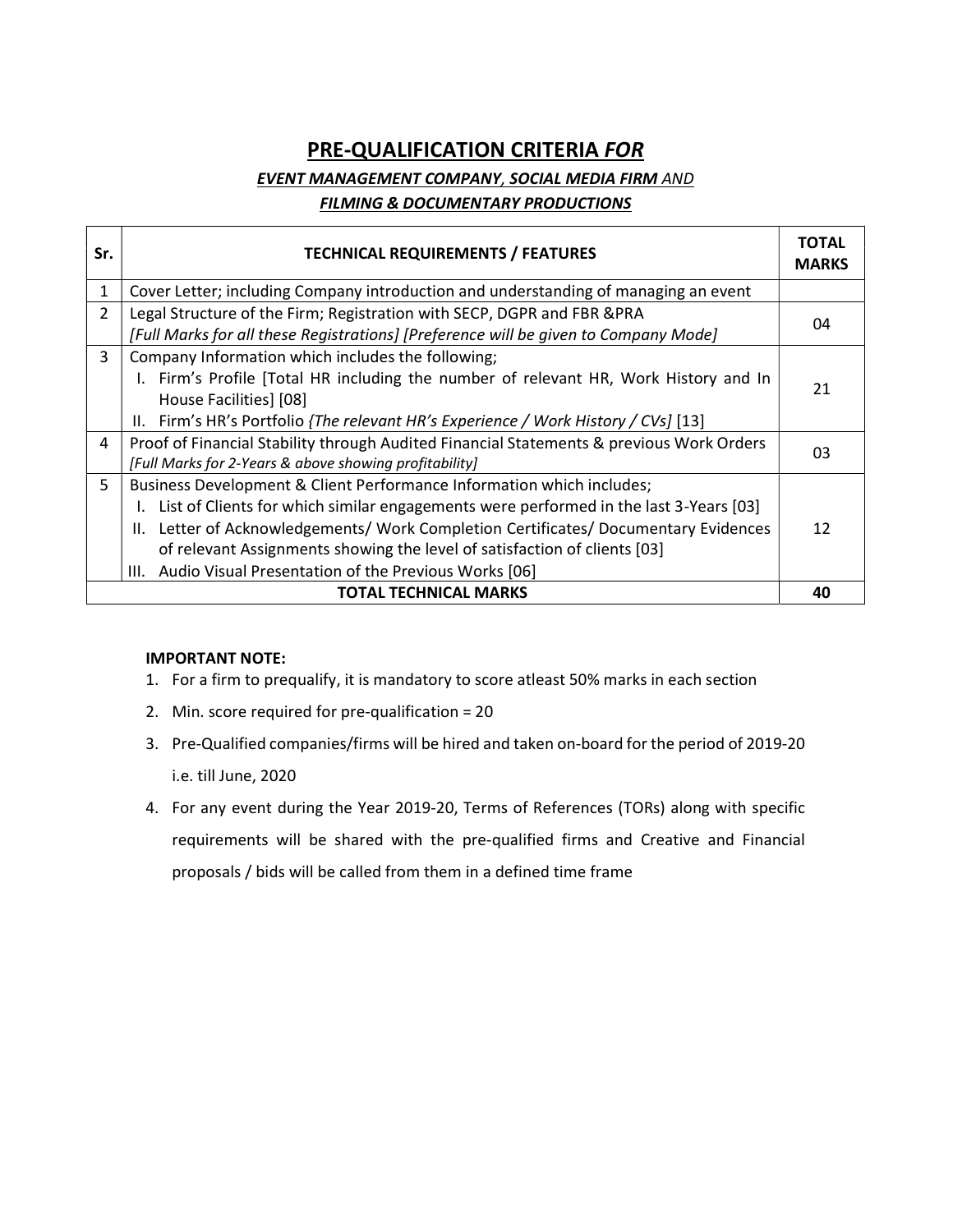# PRE-QUALIFICATION CRITERIA *FOR*

## *EVENT MANAGEMENT COMPANY, SOCIAL MEDIA FIRM AND FILMING & DOCUMENTARY PRODUCTIONS*

| Sr. | TECHNICAL REQUIREMENTS / FEATURES | TOTAL MARKS |
|---|---|---|
| 1 | Cover Letter; including Company introduction and understanding of managing an event | |
| 2 | Legal Structure of the Firm; Registration with SECP, DGPR and FBR &PRA<br>*[Full Marks for all these Registrations] [Preference will be given to Company Mode]* | 04 |
| 3 | Company Information which includes the following;<br>I. Firm's Profile [Total HR including the number of relevant HR, Work History and In House Facilities] [08]<br>II. Firm's HR's Portfolio *{The relevant HR's Experience / Work History / CVs}* [13] | 21 |
| 4 | Proof of Financial Stability through Audited Financial Statements & previous Work Orders<br>*[Full Marks for 2-Years & above showing profitability]* | 03 |
| 5 | Business Development & Client Performance Information which includes;<br>I. List of Clients for which similar engagements were performed in the last 3-Years [03]<br>II. Letter of Acknowledgements/ Work Completion Certificates/ Documentary Evidences of relevant Assignments showing the level of satisfaction of clients [03]<br>III. Audio Visual Presentation of the Previous Works [06] | 12 |
| | **TOTAL TECHNICAL MARKS** | **40** |

**IMPORTANT NOTE:**

1. For a firm to prequalify, it is mandatory to score atleast 50% marks in each section
2. Min. score required for pre-qualification = 20
3. Pre-Qualified companies/firms will be hired and taken on-board for the period of 2019-20 i.e. till June, 2020
4. For any event during the Year 2019-20, Terms of References (TORs) along with specific requirements will be shared with the pre-qualified firms and Creative and Financial proposals / bids will be called from them in a defined time frame